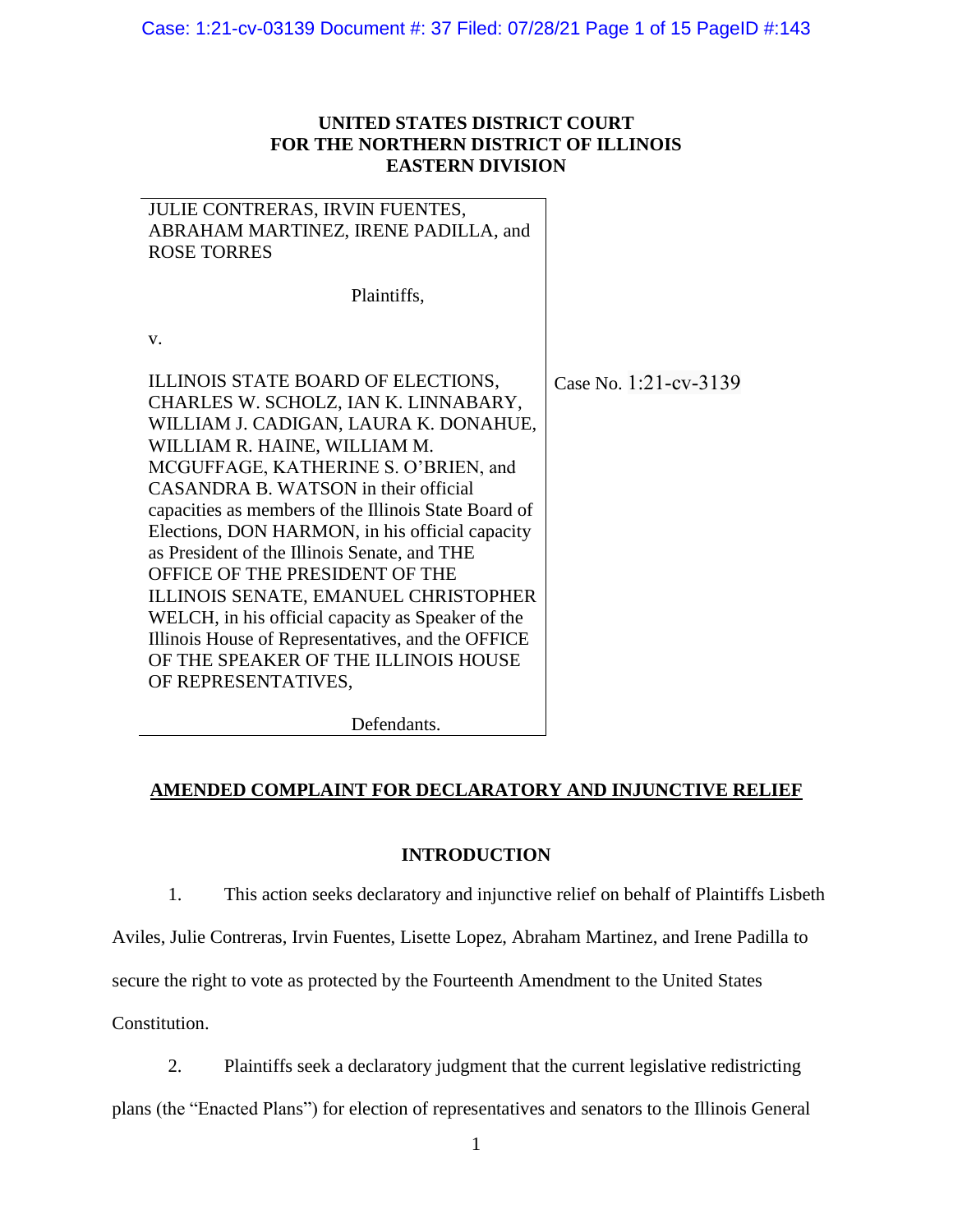# UNITED STATES DISTRICT COURT FOR THE NORTHERN DISTRICT OF ILLINOIS EASTERN DIVISION

| | |
|---|---|
| JULIE CONTRERAS, IRVIN FUENTES, ABRAHAM MARTINEZ, IRENE PADILLA, and ROSE TORRES<br><br>Plaintiffs,<br><br>v.<br><br>ILLINOIS STATE BOARD OF ELECTIONS, CHARLES W. SCHOLZ, IAN K. LINNABARY, WILLIAM J. CADIGAN, LAURA K. DONAHUE, WILLIAM R. HAINE, WILLIAM M. MCGUFFAGE, KATHERINE S. O'BRIEN, and CASANDRA B. WATSON in their official capacities as members of the Illinois State Board of Elections, DON HARMON, in his official capacity as President of the Illinois Senate, and THE OFFICE OF THE PRESIDENT OF THE ILLINOIS SENATE, EMANUEL CHRISTOPHER WELCH, in his official capacity as Speaker of the Illinois House of Representatives, and the OFFICE OF THE SPEAKER OF THE ILLINOIS HOUSE OF REPRESENTATIVES,<br><br>Defendants. | Case No. 1:21-cv-3139 |

## AMENDED COMPLAINT FOR DECLARATORY AND INJUNCTIVE RELIEF

### INTRODUCTION

1. This action seeks declaratory and injunctive relief on behalf of Plaintiffs Lisbeth Aviles, Julie Contreras, Irvin Fuentes, Lisette Lopez, Abraham Martinez, and Irene Padilla to secure the right to vote as protected by the Fourteenth Amendment to the United States Constitution.

2. Plaintiffs seek a declaratory judgment that the current legislative redistricting plans (the "Enacted Plans") for election of representatives and senators to the Illinois General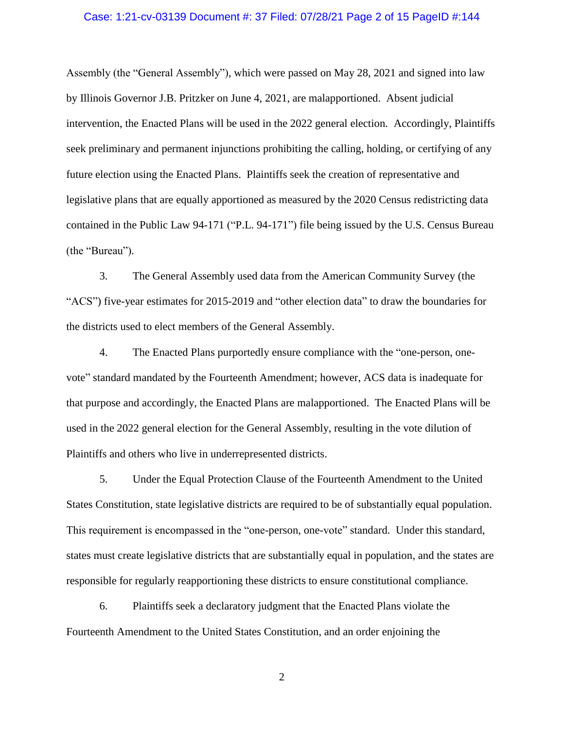Assembly (the "General Assembly"), which were passed on May 28, 2021 and signed into law by Illinois Governor J.B. Pritzker on June 4, 2021, are malapportioned. Absent judicial intervention, the Enacted Plans will be used in the 2022 general election. Accordingly, Plaintiffs seek preliminary and permanent injunctions prohibiting the calling, holding, or certifying of any future election using the Enacted Plans. Plaintiffs seek the creation of representative and legislative plans that are equally apportioned as measured by the 2020 Census redistricting data contained in the Public Law 94-171 ("P.L. 94-171") file being issued by the U.S. Census Bureau (the "Bureau").

3. The General Assembly used data from the American Community Survey (the "ACS") five-year estimates for 2015-2019 and "other election data" to draw the boundaries for the districts used to elect members of the General Assembly.

4. The Enacted Plans purportedly ensure compliance with the "one-person, one-vote" standard mandated by the Fourteenth Amendment; however, ACS data is inadequate for that purpose and accordingly, the Enacted Plans are malapportioned. The Enacted Plans will be used in the 2022 general election for the General Assembly, resulting in the vote dilution of Plaintiffs and others who live in underrepresented districts.

5. Under the Equal Protection Clause of the Fourteenth Amendment to the United States Constitution, state legislative districts are required to be of substantially equal population. This requirement is encompassed in the "one-person, one-vote" standard. Under this standard, states must create legislative districts that are substantially equal in population, and the states are responsible for regularly reapportioning these districts to ensure constitutional compliance.

6. Plaintiffs seek a declaratory judgment that the Enacted Plans violate the Fourteenth Amendment to the United States Constitution, and an order enjoining the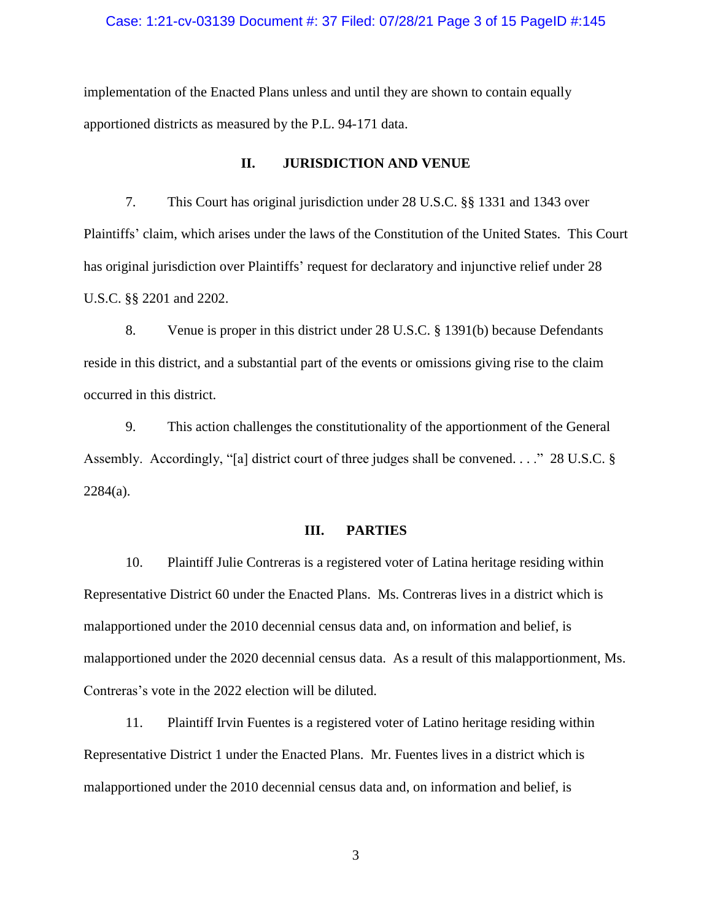implementation of the Enacted Plans unless and until they are shown to contain equally apportioned districts as measured by the P.L. 94-171 data.

## II. JURISDICTION AND VENUE

7. This Court has original jurisdiction under 28 U.S.C. §§ 1331 and 1343 over Plaintiffs' claim, which arises under the laws of the Constitution of the United States. This Court has original jurisdiction over Plaintiffs' request for declaratory and injunctive relief under 28 U.S.C. §§ 2201 and 2202.

8. Venue is proper in this district under 28 U.S.C. § 1391(b) because Defendants reside in this district, and a substantial part of the events or omissions giving rise to the claim occurred in this district.

9. This action challenges the constitutionality of the apportionment of the General Assembly. Accordingly, "[a] district court of three judges shall be convened. . . ." 28 U.S.C. § 2284(a).

## III. PARTIES

10. Plaintiff Julie Contreras is a registered voter of Latina heritage residing within Representative District 60 under the Enacted Plans. Ms. Contreras lives in a district which is malapportioned under the 2010 decennial census data and, on information and belief, is malapportioned under the 2020 decennial census data. As a result of this malapportionment, Ms. Contreras's vote in the 2022 election will be diluted.

11. Plaintiff Irvin Fuentes is a registered voter of Latino heritage residing within Representative District 1 under the Enacted Plans. Mr. Fuentes lives in a district which is malapportioned under the 2010 decennial census data and, on information and belief, is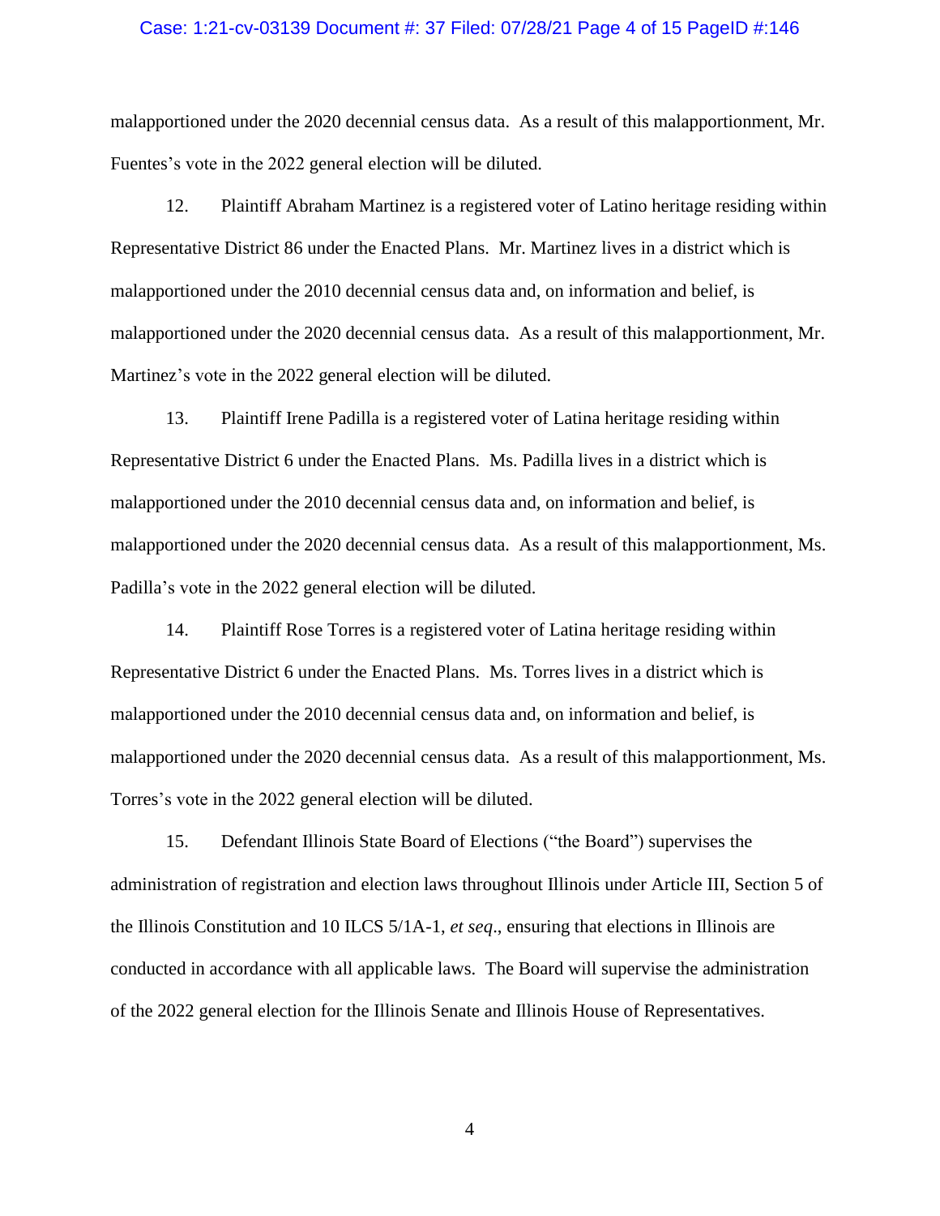malapportioned under the 2020 decennial census data. As a result of this malapportionment, Mr. Fuentes's vote in the 2022 general election will be diluted.

12. Plaintiff Abraham Martinez is a registered voter of Latino heritage residing within Representative District 86 under the Enacted Plans. Mr. Martinez lives in a district which is malapportioned under the 2010 decennial census data and, on information and belief, is malapportioned under the 2020 decennial census data. As a result of this malapportionment, Mr. Martinez's vote in the 2022 general election will be diluted.

13. Plaintiff Irene Padilla is a registered voter of Latina heritage residing within Representative District 6 under the Enacted Plans. Ms. Padilla lives in a district which is malapportioned under the 2010 decennial census data and, on information and belief, is malapportioned under the 2020 decennial census data. As a result of this malapportionment, Ms. Padilla's vote in the 2022 general election will be diluted.

14. Plaintiff Rose Torres is a registered voter of Latina heritage residing within Representative District 6 under the Enacted Plans. Ms. Torres lives in a district which is malapportioned under the 2010 decennial census data and, on information and belief, is malapportioned under the 2020 decennial census data. As a result of this malapportionment, Ms. Torres's vote in the 2022 general election will be diluted.

15. Defendant Illinois State Board of Elections ("the Board") supervises the administration of registration and election laws throughout Illinois under Article III, Section 5 of the Illinois Constitution and 10 ILCS 5/1A-1, *et seq*., ensuring that elections in Illinois are conducted in accordance with all applicable laws. The Board will supervise the administration of the 2022 general election for the Illinois Senate and Illinois House of Representatives.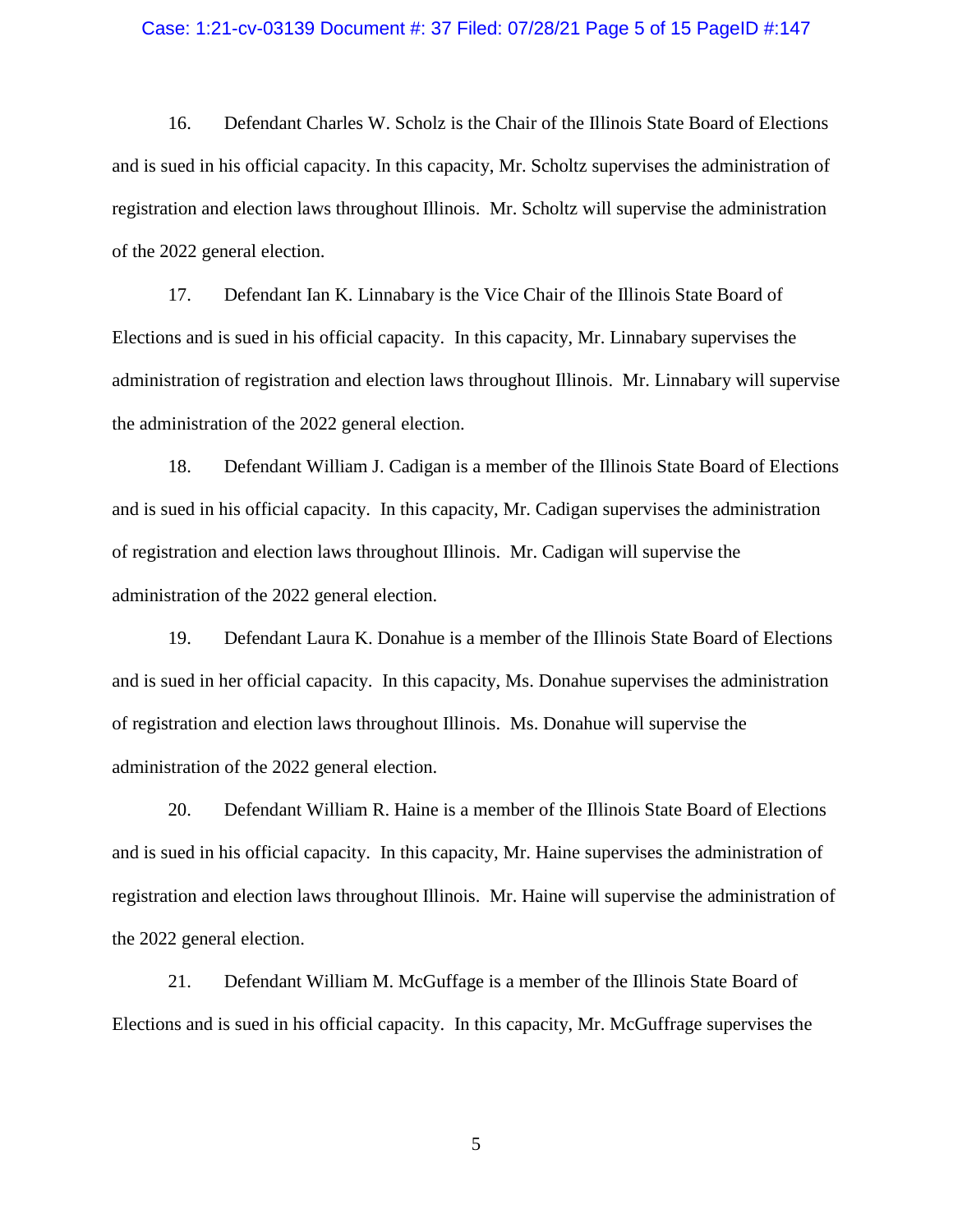16. Defendant Charles W. Scholz is the Chair of the Illinois State Board of Elections and is sued in his official capacity. In this capacity, Mr. Scholtz supervises the administration of registration and election laws throughout Illinois. Mr. Scholtz will supervise the administration of the 2022 general election.

17. Defendant Ian K. Linnabary is the Vice Chair of the Illinois State Board of Elections and is sued in his official capacity. In this capacity, Mr. Linnabary supervises the administration of registration and election laws throughout Illinois. Mr. Linnabary will supervise the administration of the 2022 general election.

18. Defendant William J. Cadigan is a member of the Illinois State Board of Elections and is sued in his official capacity. In this capacity, Mr. Cadigan supervises the administration of registration and election laws throughout Illinois. Mr. Cadigan will supervise the administration of the 2022 general election.

19. Defendant Laura K. Donahue is a member of the Illinois State Board of Elections and is sued in her official capacity. In this capacity, Ms. Donahue supervises the administration of registration and election laws throughout Illinois. Ms. Donahue will supervise the administration of the 2022 general election.

20. Defendant William R. Haine is a member of the Illinois State Board of Elections and is sued in his official capacity. In this capacity, Mr. Haine supervises the administration of registration and election laws throughout Illinois. Mr. Haine will supervise the administration of the 2022 general election.

21. Defendant William M. McGuffage is a member of the Illinois State Board of Elections and is sued in his official capacity. In this capacity, Mr. McGuffrage supervises the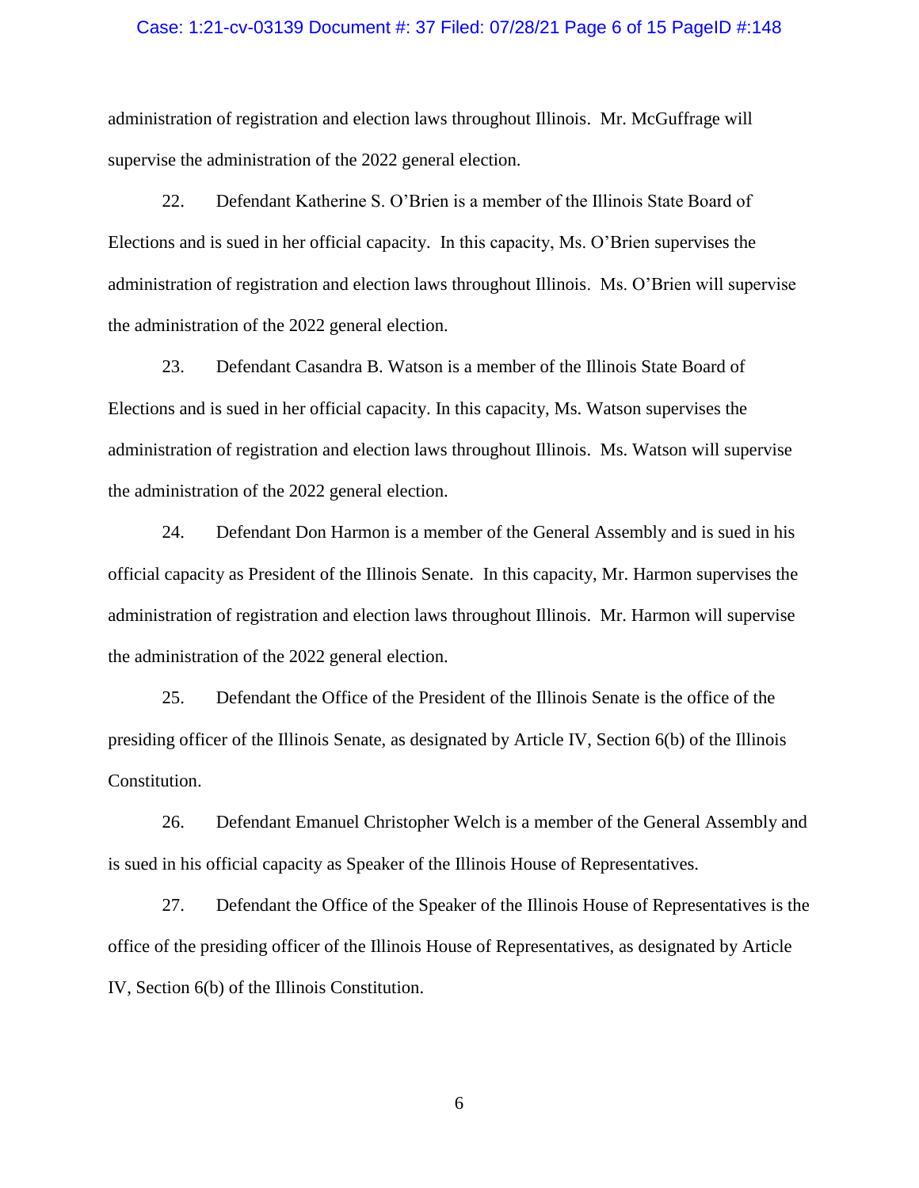administration of registration and election laws throughout Illinois. Mr. McGuffrage will supervise the administration of the 2022 general election.

22. Defendant Katherine S. O'Brien is a member of the Illinois State Board of Elections and is sued in her official capacity. In this capacity, Ms. O'Brien supervises the administration of registration and election laws throughout Illinois. Ms. O'Brien will supervise the administration of the 2022 general election.

23. Defendant Casandra B. Watson is a member of the Illinois State Board of Elections and is sued in her official capacity. In this capacity, Ms. Watson supervises the administration of registration and election laws throughout Illinois. Ms. Watson will supervise the administration of the 2022 general election.

24. Defendant Don Harmon is a member of the General Assembly and is sued in his official capacity as President of the Illinois Senate. In this capacity, Mr. Harmon supervises the administration of registration and election laws throughout Illinois. Mr. Harmon will supervise the administration of the 2022 general election.

25. Defendant the Office of the President of the Illinois Senate is the office of the presiding officer of the Illinois Senate, as designated by Article IV, Section 6(b) of the Illinois Constitution.

26. Defendant Emanuel Christopher Welch is a member of the General Assembly and is sued in his official capacity as Speaker of the Illinois House of Representatives.

27. Defendant the Office of the Speaker of the Illinois House of Representatives is the office of the presiding officer of the Illinois House of Representatives, as designated by Article IV, Section 6(b) of the Illinois Constitution.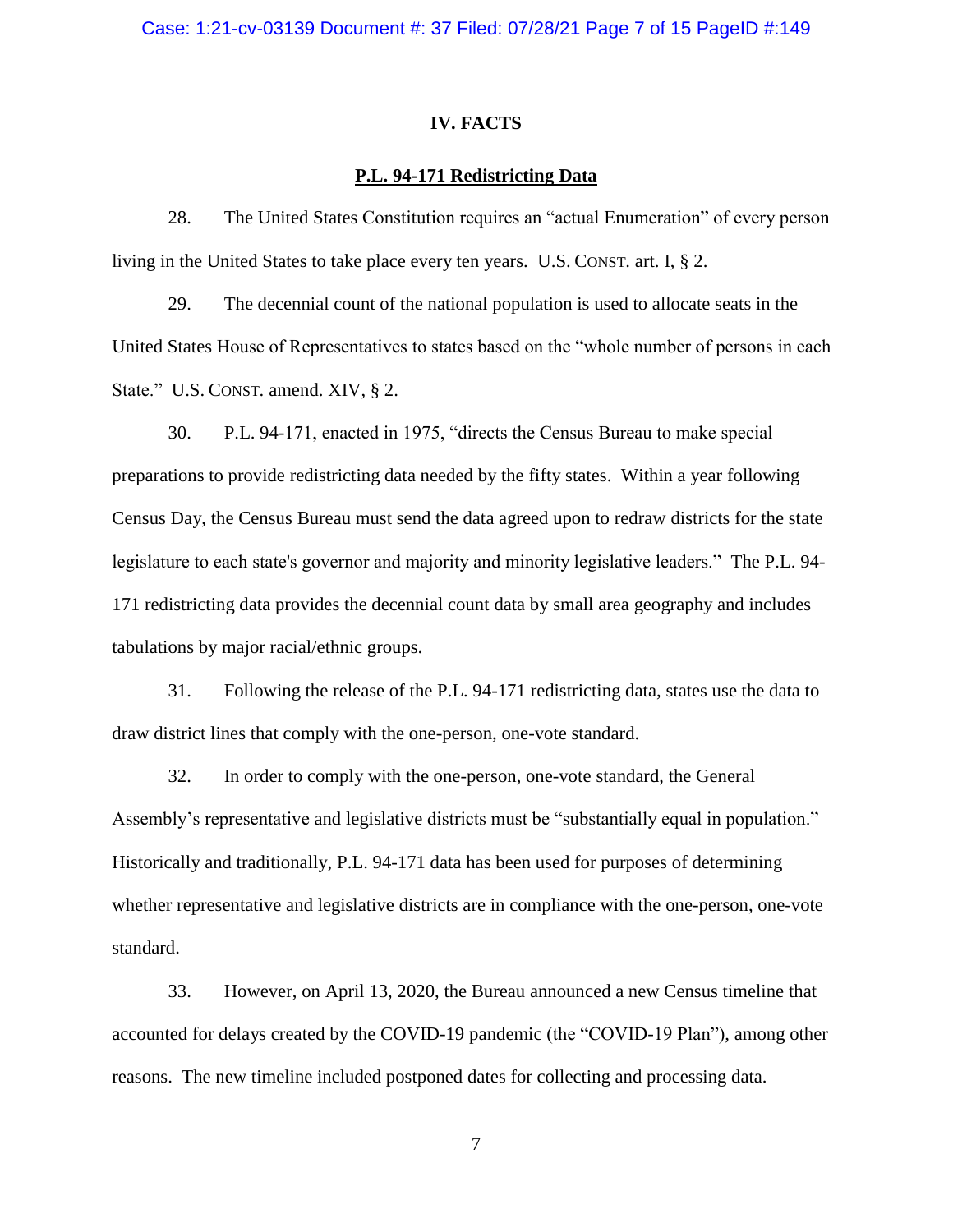## IV. FACTS

### P.L. 94-171 Redistricting Data

28. The United States Constitution requires an "actual Enumeration" of every person living in the United States to take place every ten years. U.S. CONST. art. I, § 2.

29. The decennial count of the national population is used to allocate seats in the United States House of Representatives to states based on the "whole number of persons in each State." U.S. CONST. amend. XIV, § 2.

30. P.L. 94-171, enacted in 1975, "directs the Census Bureau to make special preparations to provide redistricting data needed by the fifty states. Within a year following Census Day, the Census Bureau must send the data agreed upon to redraw districts for the state legislature to each state's governor and majority and minority legislative leaders." The P.L. 94-171 redistricting data provides the decennial count data by small area geography and includes tabulations by major racial/ethnic groups.

31. Following the release of the P.L. 94-171 redistricting data, states use the data to draw district lines that comply with the one-person, one-vote standard.

32. In order to comply with the one-person, one-vote standard, the General Assembly's representative and legislative districts must be "substantially equal in population." Historically and traditionally, P.L. 94-171 data has been used for purposes of determining whether representative and legislative districts are in compliance with the one-person, one-vote standard.

33. However, on April 13, 2020, the Bureau announced a new Census timeline that accounted for delays created by the COVID-19 pandemic (the "COVID-19 Plan"), among other reasons. The new timeline included postponed dates for collecting and processing data.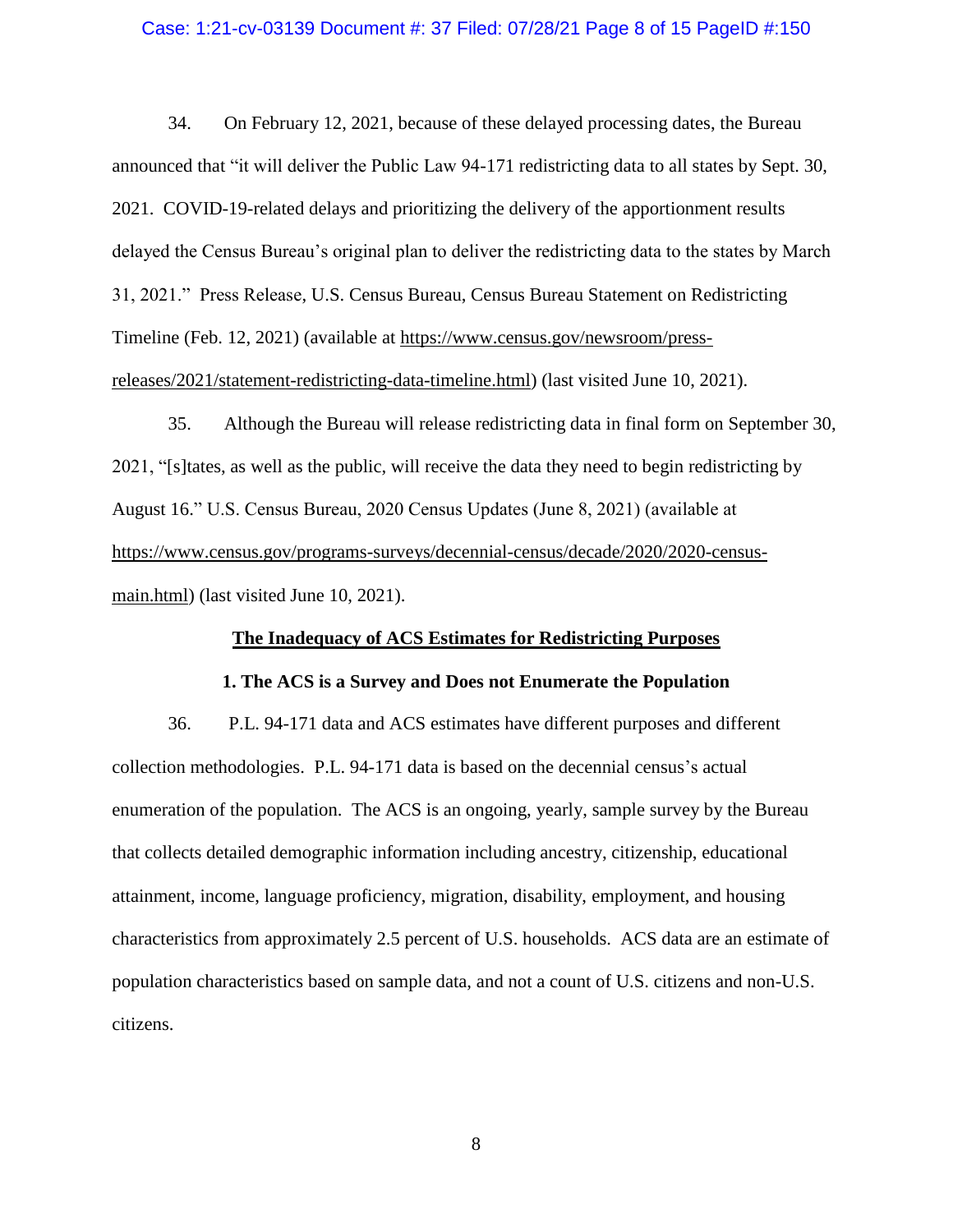34. On February 12, 2021, because of these delayed processing dates, the Bureau announced that "it will deliver the Public Law 94-171 redistricting data to all states by Sept. 30, 2021. COVID-19-related delays and prioritizing the delivery of the apportionment results delayed the Census Bureau's original plan to deliver the redistricting data to the states by March 31, 2021." Press Release, U.S. Census Bureau, Census Bureau Statement on Redistricting Timeline (Feb. 12, 2021) (available at https://www.census.gov/newsroom/press-releases/2021/statement-redistricting-data-timeline.html) (last visited June 10, 2021).

35. Although the Bureau will release redistricting data in final form on September 30, 2021, "[s]tates, as well as the public, will receive the data they need to begin redistricting by August 16." U.S. Census Bureau, 2020 Census Updates (June 8, 2021) (available at https://www.census.gov/programs-surveys/decennial-census/decade/2020/2020-census-main.html) (last visited June 10, 2021).

## The Inadequacy of ACS Estimates for Redistricting Purposes

### 1. The ACS is a Survey and Does not Enumerate the Population

36. P.L. 94-171 data and ACS estimates have different purposes and different collection methodologies. P.L. 94-171 data is based on the decennial census's actual enumeration of the population. The ACS is an ongoing, yearly, sample survey by the Bureau that collects detailed demographic information including ancestry, citizenship, educational attainment, income, language proficiency, migration, disability, employment, and housing characteristics from approximately 2.5 percent of U.S. households. ACS data are an estimate of population characteristics based on sample data, and not a count of U.S. citizens and non-U.S. citizens.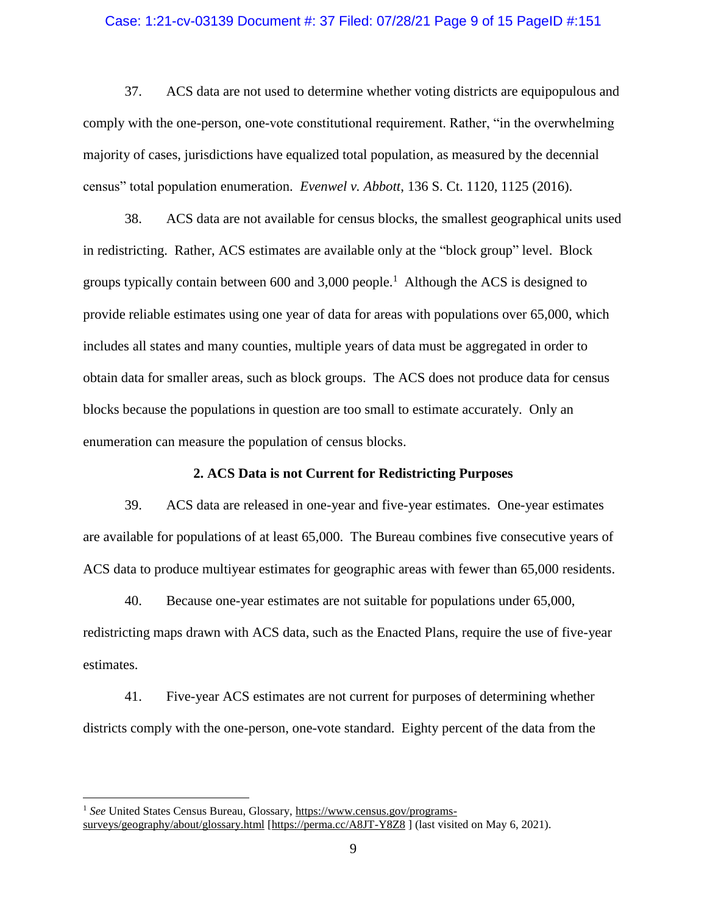37. ACS data are not used to determine whether voting districts are equipopulous and comply with the one-person, one-vote constitutional requirement. Rather, "in the overwhelming majority of cases, jurisdictions have equalized total population, as measured by the decennial census" total population enumeration. *Evenwel v. Abbott*, 136 S. Ct. 1120, 1125 (2016).

38. ACS data are not available for census blocks, the smallest geographical units used in redistricting. Rather, ACS estimates are available only at the "block group" level. Block groups typically contain between 600 and 3,000 people.[1] Although the ACS is designed to provide reliable estimates using one year of data for areas with populations over 65,000, which includes all states and many counties, multiple years of data must be aggregated in order to obtain data for smaller areas, such as block groups. The ACS does not produce data for census blocks because the populations in question are too small to estimate accurately. Only an enumeration can measure the population of census blocks.

**2. ACS Data is not Current for Redistricting Purposes**

39. ACS data are released in one-year and five-year estimates. One-year estimates are available for populations of at least 65,000. The Bureau combines five consecutive years of ACS data to produce multiyear estimates for geographic areas with fewer than 65,000 residents.

40. Because one-year estimates are not suitable for populations under 65,000, redistricting maps drawn with ACS data, such as the Enacted Plans, require the use of five-year estimates.

41. Five-year ACS estimates are not current for purposes of determining whether districts comply with the one-person, one-vote standard. Eighty percent of the data from the

---

[1] *See* United States Census Bureau, Glossary, https://www.census.gov/programs-surveys/geography/about/glossary.html [https://perma.cc/A8JT-Y8Z8 ] (last visited on May 6, 2021).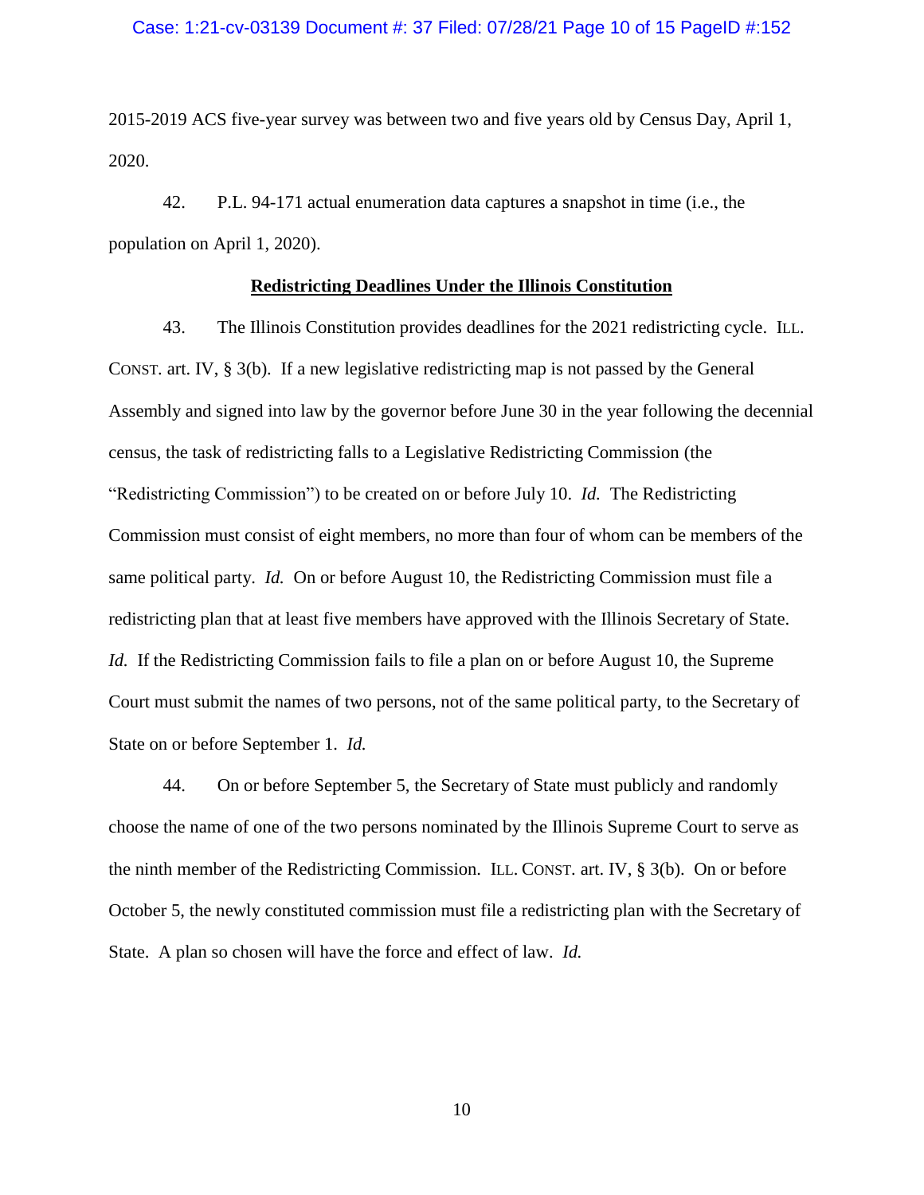2015-2019 ACS five-year survey was between two and five years old by Census Day, April 1, 2020.

42. P.L. 94-171 actual enumeration data captures a snapshot in time (i.e., the population on April 1, 2020).

**Redistricting Deadlines Under the Illinois Constitution**

43. The Illinois Constitution provides deadlines for the 2021 redistricting cycle. ILL. CONST. art. IV, § 3(b). If a new legislative redistricting map is not passed by the General Assembly and signed into law by the governor before June 30 in the year following the decennial census, the task of redistricting falls to a Legislative Redistricting Commission (the "Redistricting Commission") to be created on or before July 10. *Id.* The Redistricting Commission must consist of eight members, no more than four of whom can be members of the same political party. *Id.* On or before August 10, the Redistricting Commission must file a redistricting plan that at least five members have approved with the Illinois Secretary of State. *Id.* If the Redistricting Commission fails to file a plan on or before August 10, the Supreme Court must submit the names of two persons, not of the same political party, to the Secretary of State on or before September 1. *Id.*

44. On or before September 5, the Secretary of State must publicly and randomly choose the name of one of the two persons nominated by the Illinois Supreme Court to serve as the ninth member of the Redistricting Commission. ILL. CONST. art. IV, § 3(b). On or before October 5, the newly constituted commission must file a redistricting plan with the Secretary of State. A plan so chosen will have the force and effect of law. *Id.*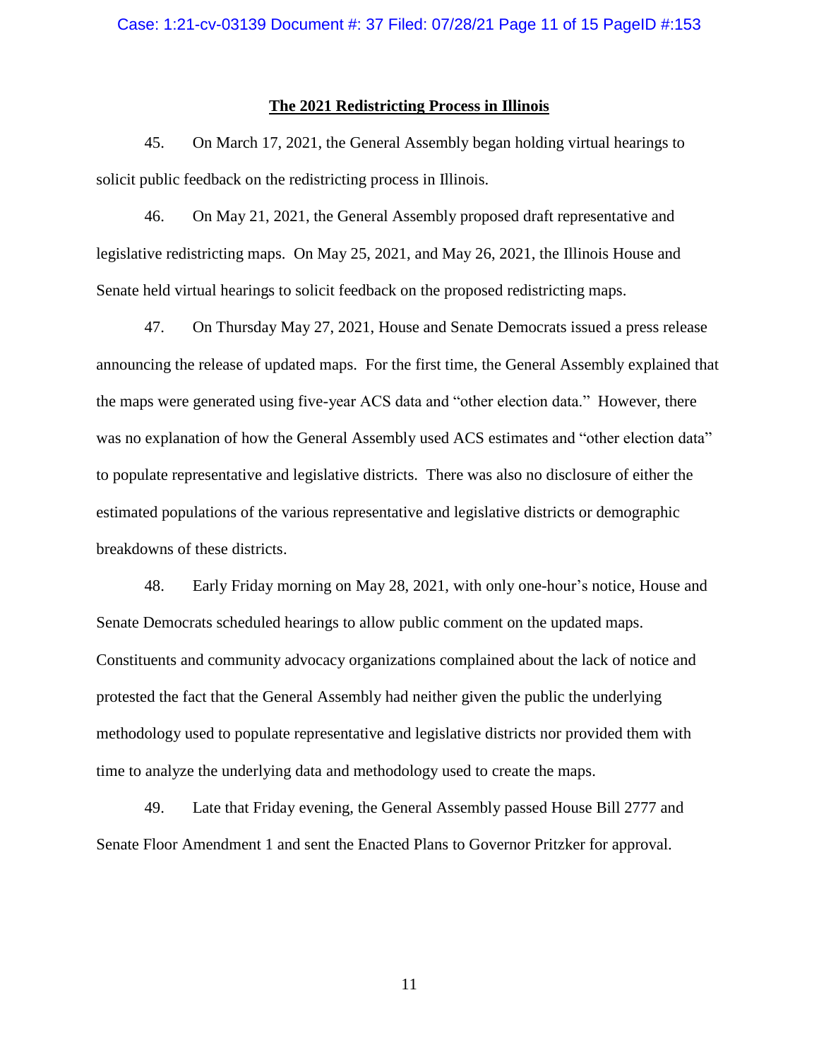## The 2021 Redistricting Process in Illinois

45. On March 17, 2021, the General Assembly began holding virtual hearings to solicit public feedback on the redistricting process in Illinois.

46. On May 21, 2021, the General Assembly proposed draft representative and legislative redistricting maps. On May 25, 2021, and May 26, 2021, the Illinois House and Senate held virtual hearings to solicit feedback on the proposed redistricting maps.

47. On Thursday May 27, 2021, House and Senate Democrats issued a press release announcing the release of updated maps. For the first time, the General Assembly explained that the maps were generated using five-year ACS data and "other election data." However, there was no explanation of how the General Assembly used ACS estimates and "other election data" to populate representative and legislative districts. There was also no disclosure of either the estimated populations of the various representative and legislative districts or demographic breakdowns of these districts.

48. Early Friday morning on May 28, 2021, with only one-hour's notice, House and Senate Democrats scheduled hearings to allow public comment on the updated maps. Constituents and community advocacy organizations complained about the lack of notice and protested the fact that the General Assembly had neither given the public the underlying methodology used to populate representative and legislative districts nor provided them with time to analyze the underlying data and methodology used to create the maps.

49. Late that Friday evening, the General Assembly passed House Bill 2777 and Senate Floor Amendment 1 and sent the Enacted Plans to Governor Pritzker for approval.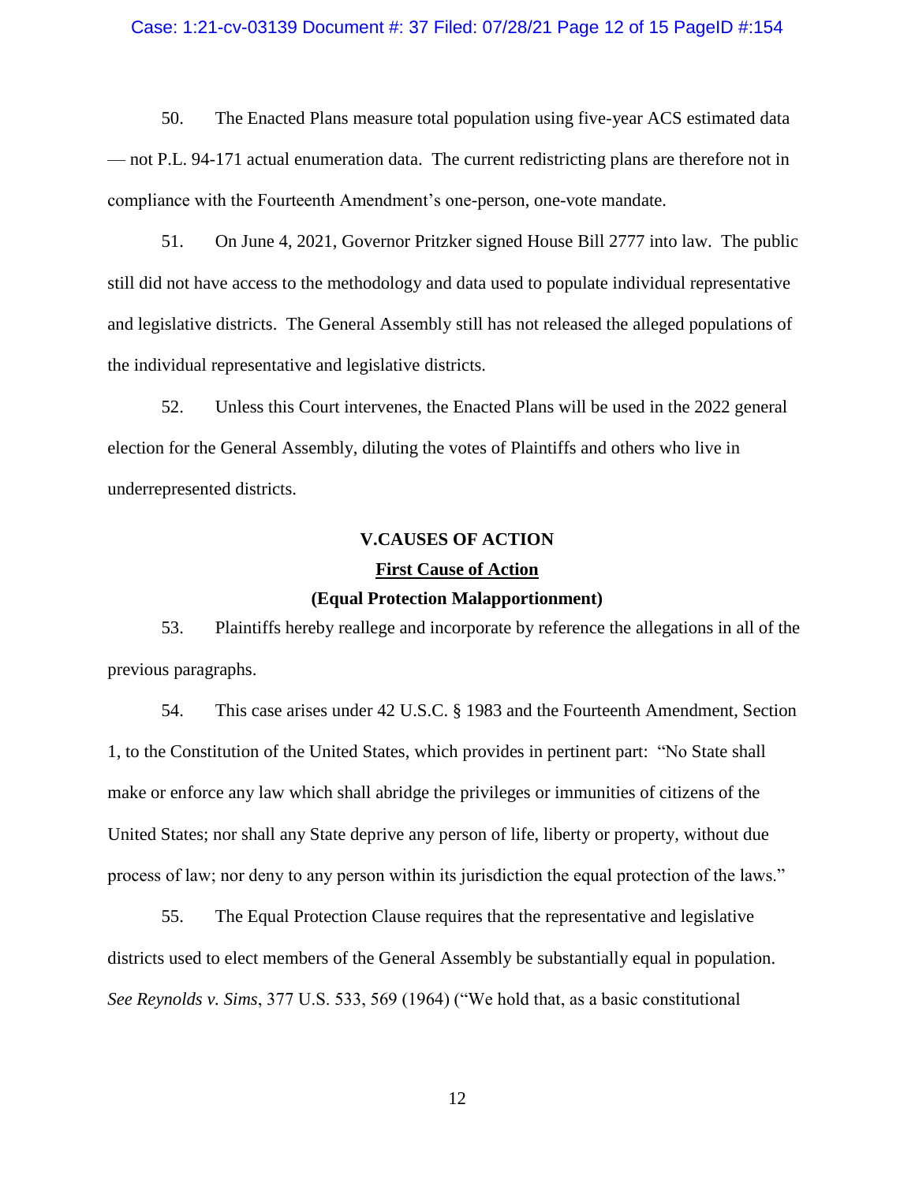50. The Enacted Plans measure total population using five-year ACS estimated data — not P.L. 94-171 actual enumeration data. The current redistricting plans are therefore not in compliance with the Fourteenth Amendment's one-person, one-vote mandate.

51. On June 4, 2021, Governor Pritzker signed House Bill 2777 into law. The public still did not have access to the methodology and data used to populate individual representative and legislative districts. The General Assembly still has not released the alleged populations of the individual representative and legislative districts.

52. Unless this Court intervenes, the Enacted Plans will be used in the 2022 general election for the General Assembly, diluting the votes of Plaintiffs and others who live in underrepresented districts.

## V. CAUSES OF ACTION

### First Cause of Action

### (Equal Protection Malapportionment)

53. Plaintiffs hereby reallege and incorporate by reference the allegations in all of the previous paragraphs.

54. This case arises under 42 U.S.C. § 1983 and the Fourteenth Amendment, Section 1, to the Constitution of the United States, which provides in pertinent part: "No State shall make or enforce any law which shall abridge the privileges or immunities of citizens of the United States; nor shall any State deprive any person of life, liberty or property, without due process of law; nor deny to any person within its jurisdiction the equal protection of the laws."

55. The Equal Protection Clause requires that the representative and legislative districts used to elect members of the General Assembly be substantially equal in population. *See Reynolds v. Sims*, 377 U.S. 533, 569 (1964) ("We hold that, as a basic constitutional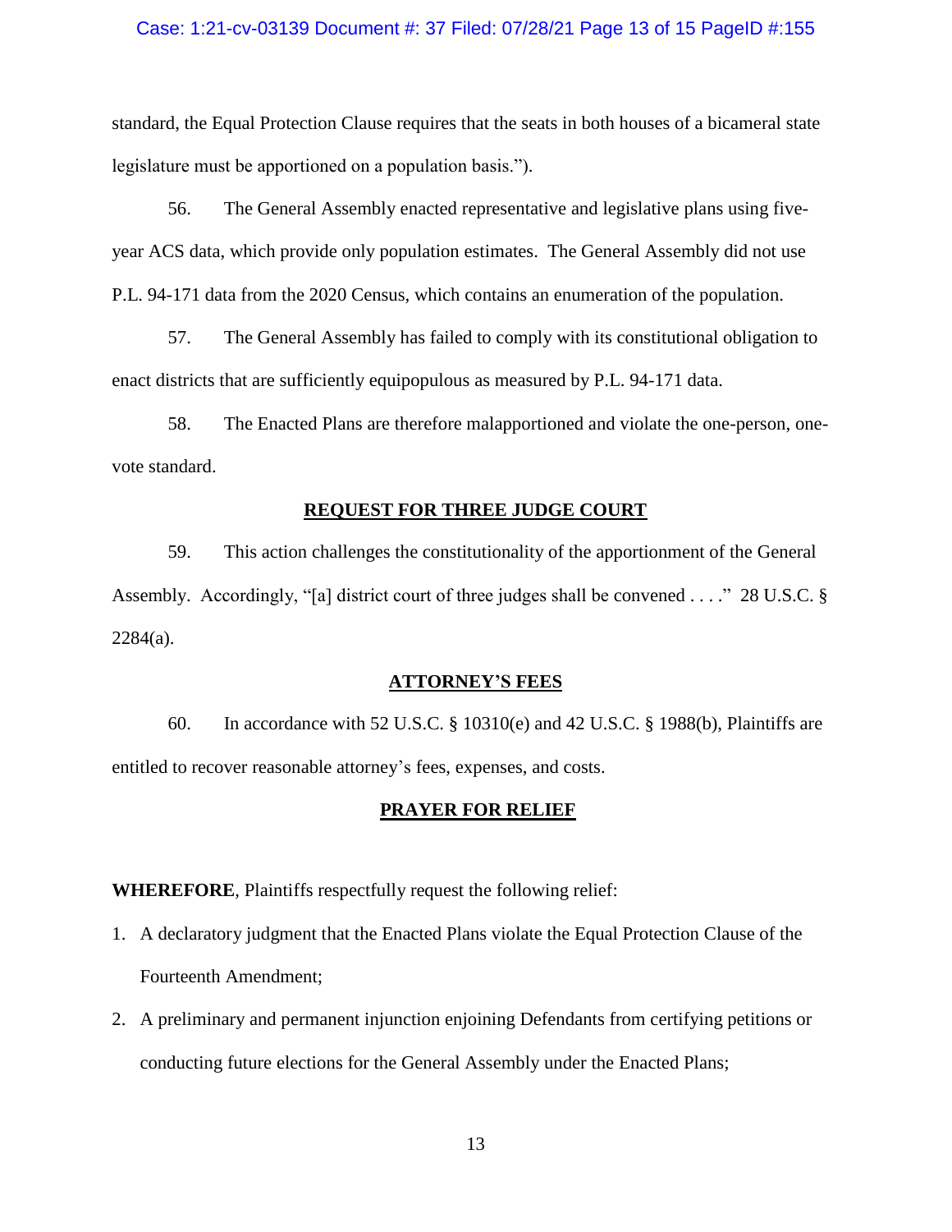standard, the Equal Protection Clause requires that the seats in both houses of a bicameral state legislature must be apportioned on a population basis.").

56. The General Assembly enacted representative and legislative plans using five-year ACS data, which provide only population estimates. The General Assembly did not use P.L. 94-171 data from the 2020 Census, which contains an enumeration of the population.

57. The General Assembly has failed to comply with its constitutional obligation to enact districts that are sufficiently equipopulous as measured by P.L. 94-171 data.

58. The Enacted Plans are therefore malapportioned and violate the one-person, one-vote standard.

## REQUEST FOR THREE JUDGE COURT

59. This action challenges the constitutionality of the apportionment of the General Assembly. Accordingly, "[a] district court of three judges shall be convened . . . ." 28 U.S.C. § 2284(a).

## ATTORNEY'S FEES

60. In accordance with 52 U.S.C. § 10310(e) and 42 U.S.C. § 1988(b), Plaintiffs are entitled to recover reasonable attorney's fees, expenses, and costs.

## PRAYER FOR RELIEF

**WHEREFORE**, Plaintiffs respectfully request the following relief:

1. A declaratory judgment that the Enacted Plans violate the Equal Protection Clause of the Fourteenth Amendment;
2. A preliminary and permanent injunction enjoining Defendants from certifying petitions or conducting future elections for the General Assembly under the Enacted Plans;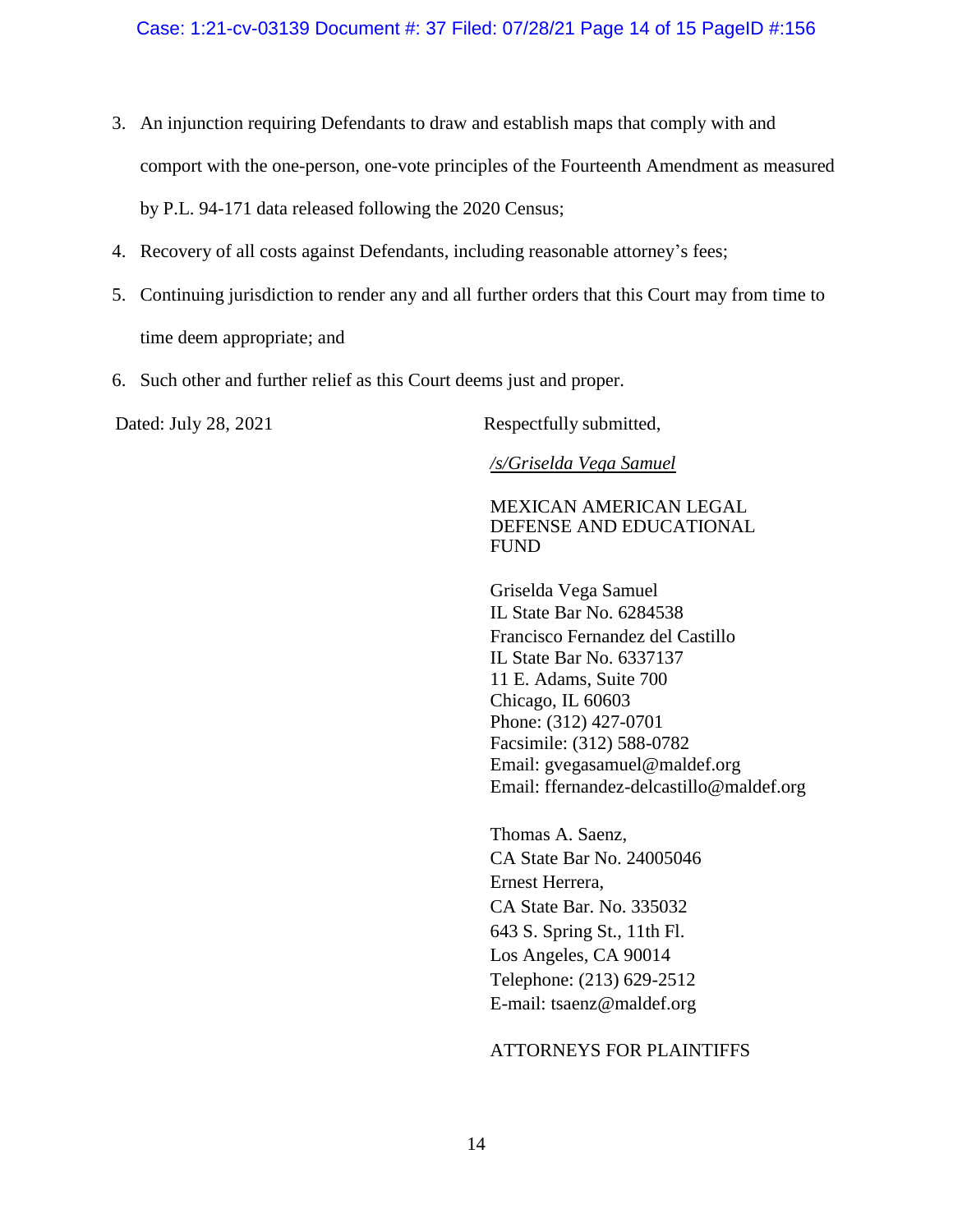3. An injunction requiring Defendants to draw and establish maps that comply with and comport with the one-person, one-vote principles of the Fourteenth Amendment as measured by P.L. 94-171 data released following the 2020 Census;
4. Recovery of all costs against Defendants, including reasonable attorney's fees;
5. Continuing jurisdiction to render any and all further orders that this Court may from time to time deem appropriate; and
6. Such other and further relief as this Court deems just and proper.

Dated: July 28, 2021

Respectfully submitted,

/s/Griselda Vega Samuel

MEXICAN AMERICAN LEGAL DEFENSE AND EDUCATIONAL FUND

Griselda Vega Samuel
IL State Bar No. 6284538
Francisco Fernandez del Castillo
IL State Bar No. 6337137
11 E. Adams, Suite 700
Chicago, IL 60603
Phone: (312) 427-0701
Facsimile: (312) 588-0782
Email: gvegasamuel@maldef.org
Email: ffernandez-delcastillo@maldef.org

Thomas A. Saenz,
CA State Bar No. 24005046
Ernest Herrera,
CA State Bar. No. 335032
643 S. Spring St., 11th Fl.
Los Angeles, CA 90014
Telephone: (213) 629-2512
E-mail: tsaenz@maldef.org

ATTORNEYS FOR PLAINTIFFS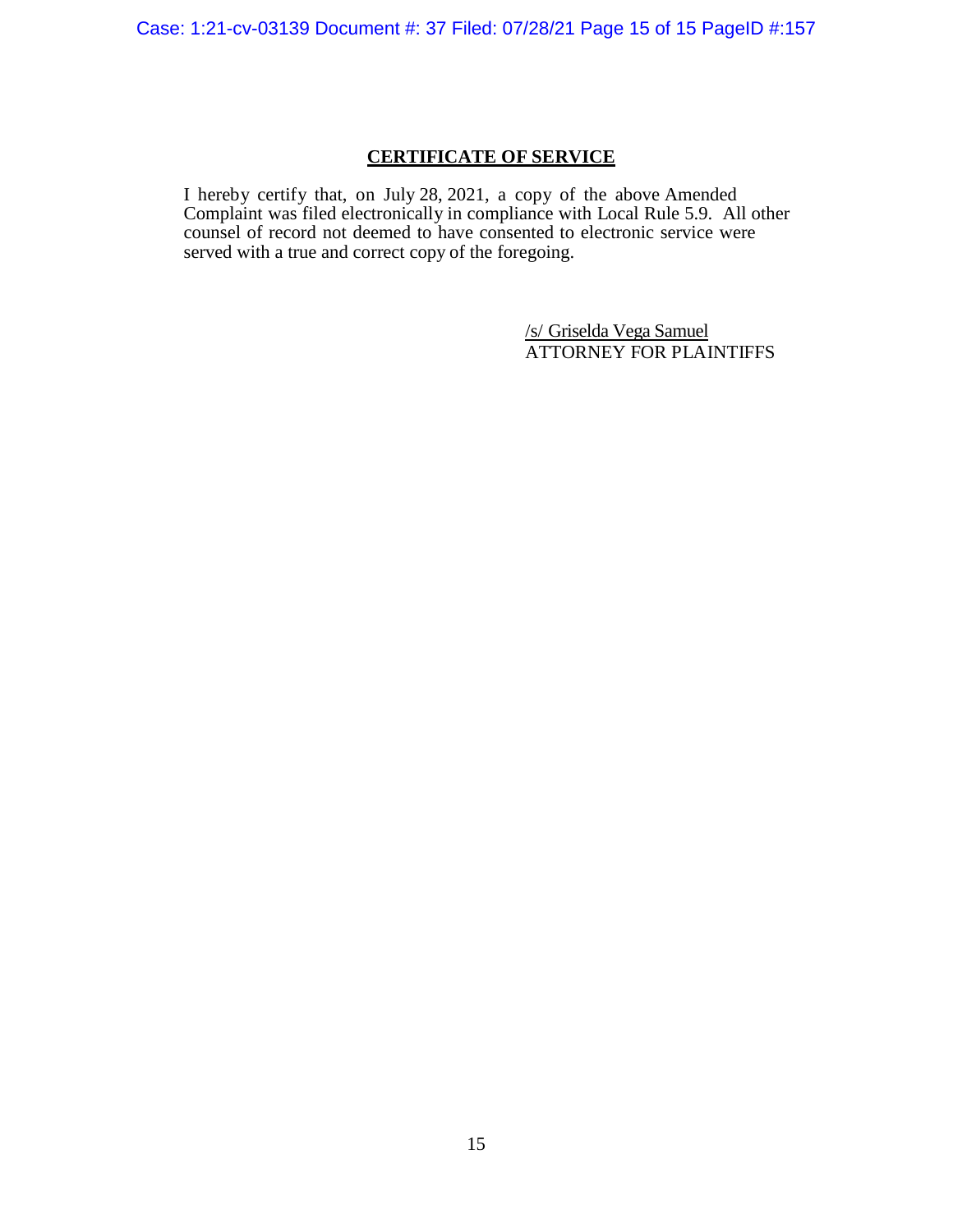## **CERTIFICATE OF SERVICE**

I hereby certify that, on July 28, 2021, a copy of the above Amended Complaint was filed electronically in compliance with Local Rule 5.9. All other counsel of record not deemed to have consented to electronic service were served with a true and correct copy of the foregoing.

/s/ Griselda Vega Samuel
ATTORNEY FOR PLAINTIFFS